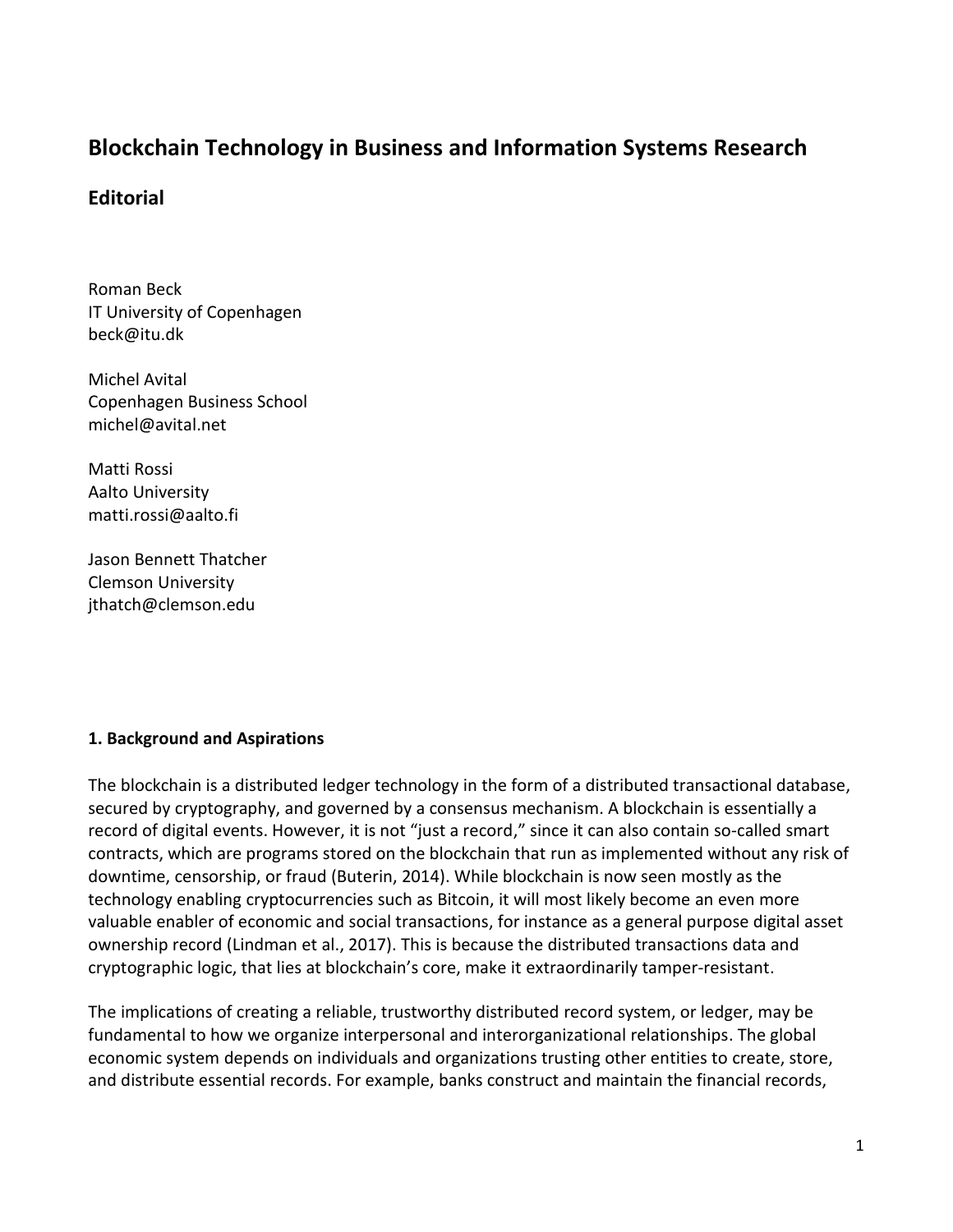# Blockchain Technology in Business and Information Systems Research

## Editorial

Roman Beck
IT University of Copenhagen
beck@itu.dk

Michel Avital
Copenhagen Business School
michel@avital.net

Matti Rossi
Aalto University
matti.rossi@aalto.fi

Jason Bennett Thatcher
Clemson University
jthatch@clemson.edu

### 1. Background and Aspirations

The blockchain is a distributed ledger technology in the form of a distributed transactional database, secured by cryptography, and governed by a consensus mechanism. A blockchain is essentially a record of digital events. However, it is not "just a record," since it can also contain so-called smart contracts, which are programs stored on the blockchain that run as implemented without any risk of downtime, censorship, or fraud (Buterin, 2014). While blockchain is now seen mostly as the technology enabling cryptocurrencies such as Bitcoin, it will most likely become an even more valuable enabler of economic and social transactions, for instance as a general purpose digital asset ownership record (Lindman et al., 2017). This is because the distributed transactions data and cryptographic logic, that lies at blockchain's core, make it extraordinarily tamper-resistant.

The implications of creating a reliable, trustworthy distributed record system, or ledger, may be fundamental to how we organize interpersonal and interorganizational relationships. The global economic system depends on individuals and organizations trusting other entities to create, store, and distribute essential records. For example, banks construct and maintain the financial records,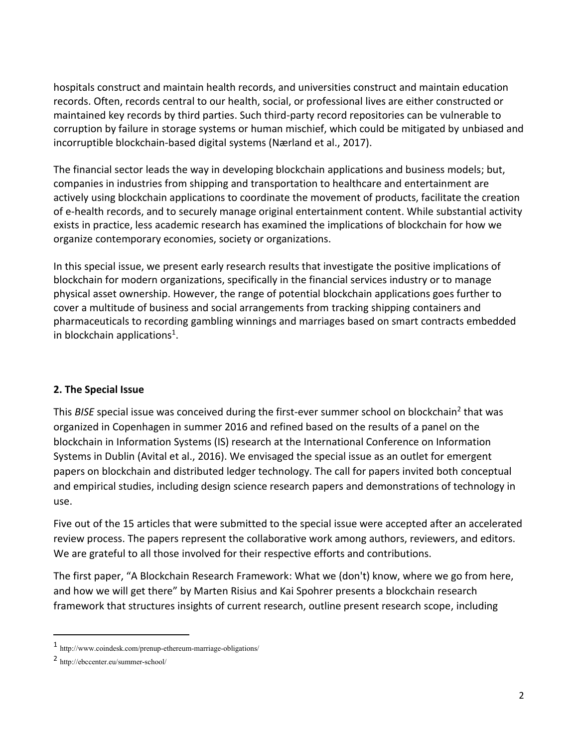hospitals construct and maintain health records, and universities construct and maintain education records. Often, records central to our health, social, or professional lives are either constructed or maintained key records by third parties. Such third-party record repositories can be vulnerable to corruption by failure in storage systems or human mischief, which could be mitigated by unbiased and incorruptible blockchain-based digital systems (Nærland et al., 2017).

The financial sector leads the way in developing blockchain applications and business models; but, companies in industries from shipping and transportation to healthcare and entertainment are actively using blockchain applications to coordinate the movement of products, facilitate the creation of e-health records, and to securely manage original entertainment content. While substantial activity exists in practice, less academic research has examined the implications of blockchain for how we organize contemporary economies, society or organizations.

In this special issue, we present early research results that investigate the positive implications of blockchain for modern organizations, specifically in the financial services industry or to manage physical asset ownership. However, the range of potential blockchain applications goes further to cover a multitude of business and social arrangements from tracking shipping containers and pharmaceuticals to recording gambling winnings and marriages based on smart contracts embedded in blockchain applications[1].

## 2. The Special Issue

This *BISE* special issue was conceived during the first-ever summer school on blockchain[2] that was organized in Copenhagen in summer 2016 and refined based on the results of a panel on the blockchain in Information Systems (IS) research at the International Conference on Information Systems in Dublin (Avital et al., 2016). We envisaged the special issue as an outlet for emergent papers on blockchain and distributed ledger technology. The call for papers invited both conceptual and empirical studies, including design science research papers and demonstrations of technology in use.

Five out of the 15 articles that were submitted to the special issue were accepted after an accelerated review process. The papers represent the collaborative work among authors, reviewers, and editors. We are grateful to all those involved for their respective efforts and contributions.

The first paper, "A Blockchain Research Framework: What we (don't) know, where we go from here, and how we will get there" by Marten Risius and Kai Spohrer presents a blockchain research framework that structures insights of current research, outline present research scope, including

---

[1] http://www.coindesk.com/prenup-ethereum-marriage-obligations/

[2] http://ebccenter.eu/summer-school/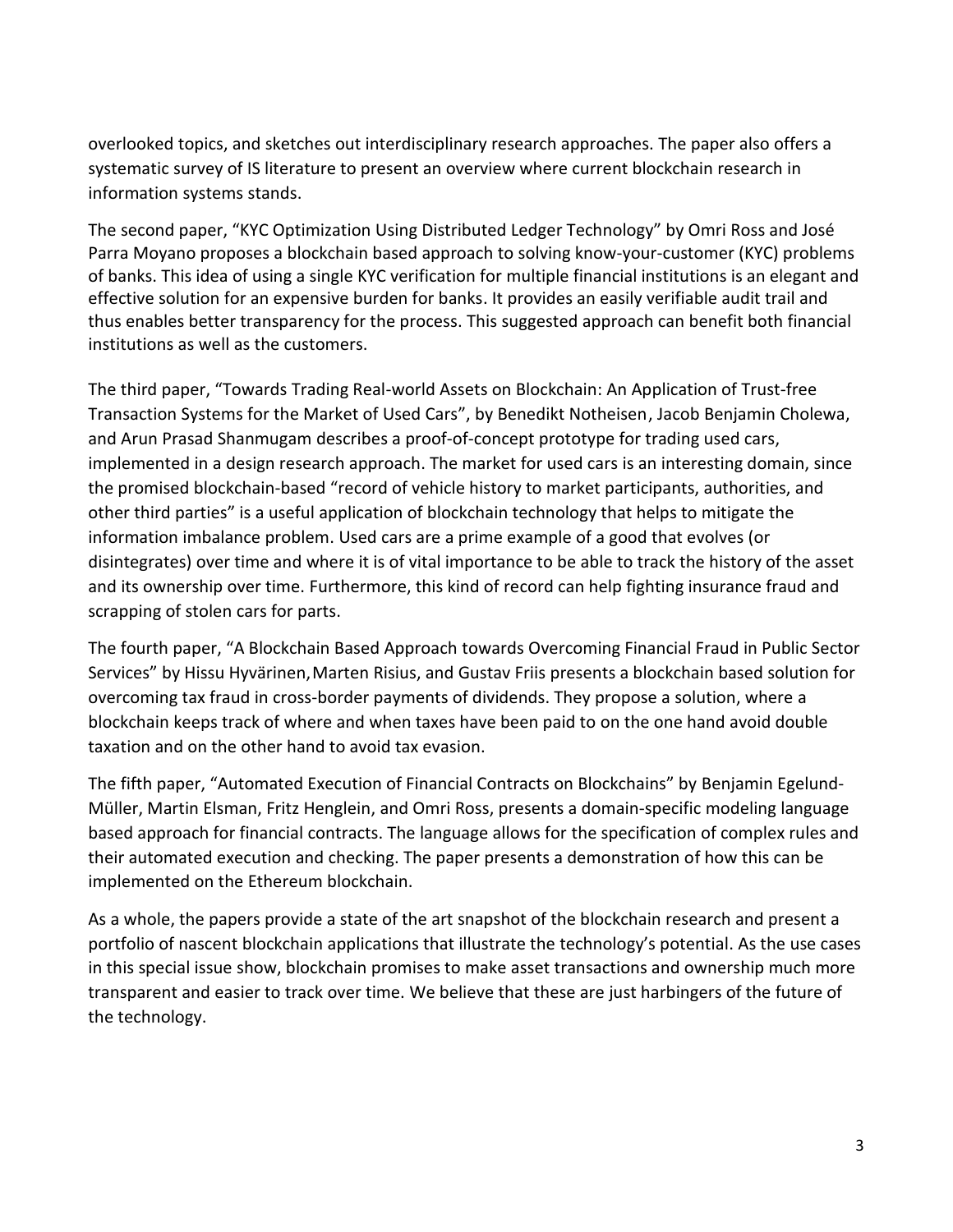overlooked topics, and sketches out interdisciplinary research approaches. The paper also offers a systematic survey of IS literature to present an overview where current blockchain research in information systems stands.

The second paper, "KYC Optimization Using Distributed Ledger Technology" by Omri Ross and José Parra Moyano proposes a blockchain based approach to solving know-your-customer (KYC) problems of banks. This idea of using a single KYC verification for multiple financial institutions is an elegant and effective solution for an expensive burden for banks. It provides an easily verifiable audit trail and thus enables better transparency for the process. This suggested approach can benefit both financial institutions as well as the customers.

The third paper, "Towards Trading Real-world Assets on Blockchain: An Application of Trust-free Transaction Systems for the Market of Used Cars", by Benedikt Notheisen, Jacob Benjamin Cholewa, and Arun Prasad Shanmugam describes a proof-of-concept prototype for trading used cars, implemented in a design research approach. The market for used cars is an interesting domain, since the promised blockchain-based "record of vehicle history to market participants, authorities, and other third parties" is a useful application of blockchain technology that helps to mitigate the information imbalance problem. Used cars are a prime example of a good that evolves (or disintegrates) over time and where it is of vital importance to be able to track the history of the asset and its ownership over time. Furthermore, this kind of record can help fighting insurance fraud and scrapping of stolen cars for parts.

The fourth paper, "A Blockchain Based Approach towards Overcoming Financial Fraud in Public Sector Services" by Hissu Hyvärinen, Marten Risius, and Gustav Friis presents a blockchain based solution for overcoming tax fraud in cross-border payments of dividends. They propose a solution, where a blockchain keeps track of where and when taxes have been paid to on the one hand avoid double taxation and on the other hand to avoid tax evasion.

The fifth paper, "Automated Execution of Financial Contracts on Blockchains" by Benjamin Egelund-Müller, Martin Elsman, Fritz Henglein, and Omri Ross, presents a domain-specific modeling language based approach for financial contracts. The language allows for the specification of complex rules and their automated execution and checking. The paper presents a demonstration of how this can be implemented on the Ethereum blockchain.

As a whole, the papers provide a state of the art snapshot of the blockchain research and present a portfolio of nascent blockchain applications that illustrate the technology's potential. As the use cases in this special issue show, blockchain promises to make asset transactions and ownership much more transparent and easier to track over time. We believe that these are just harbingers of the future of the technology.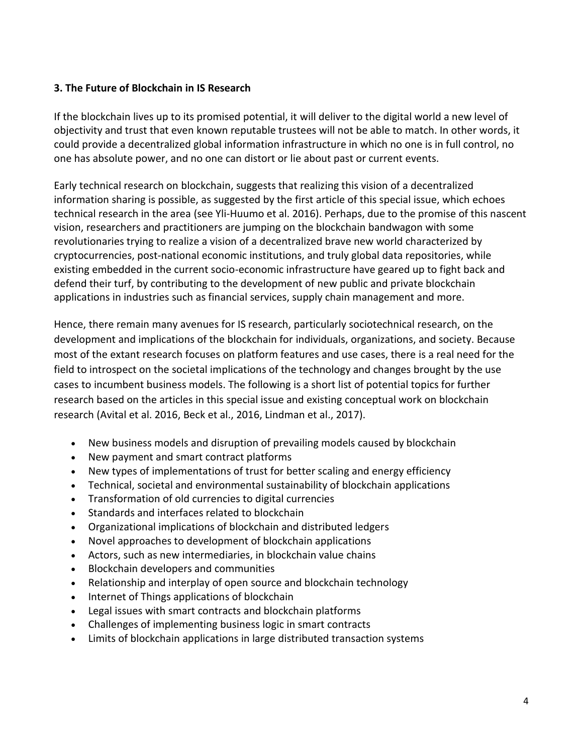## 3. The Future of Blockchain in IS Research

If the blockchain lives up to its promised potential, it will deliver to the digital world a new level of objectivity and trust that even known reputable trustees will not be able to match. In other words, it could provide a decentralized global information infrastructure in which no one is in full control, no one has absolute power, and no one can distort or lie about past or current events.

Early technical research on blockchain, suggests that realizing this vision of a decentralized information sharing is possible, as suggested by the first article of this special issue, which echoes technical research in the area (see Yli-Huumo et al. 2016). Perhaps, due to the promise of this nascent vision, researchers and practitioners are jumping on the blockchain bandwagon with some revolutionaries trying to realize a vision of a decentralized brave new world characterized by cryptocurrencies, post-national economic institutions, and truly global data repositories, while existing embedded in the current socio-economic infrastructure have geared up to fight back and defend their turf, by contributing to the development of new public and private blockchain applications in industries such as financial services, supply chain management and more.

Hence, there remain many avenues for IS research, particularly sociotechnical research, on the development and implications of the blockchain for individuals, organizations, and society. Because most of the extant research focuses on platform features and use cases, there is a real need for the field to introspect on the societal implications of the technology and changes brought by the use cases to incumbent business models. The following is a short list of potential topics for further research based on the articles in this special issue and existing conceptual work on blockchain research (Avital et al. 2016, Beck et al., 2016, Lindman et al., 2017).

- New business models and disruption of prevailing models caused by blockchain
- New payment and smart contract platforms
- New types of implementations of trust for better scaling and energy efficiency
- Technical, societal and environmental sustainability of blockchain applications
- Transformation of old currencies to digital currencies
- Standards and interfaces related to blockchain
- Organizational implications of blockchain and distributed ledgers
- Novel approaches to development of blockchain applications
- Actors, such as new intermediaries, in blockchain value chains
- Blockchain developers and communities
- Relationship and interplay of open source and blockchain technology
- Internet of Things applications of blockchain
- Legal issues with smart contracts and blockchain platforms
- Challenges of implementing business logic in smart contracts
- Limits of blockchain applications in large distributed transaction systems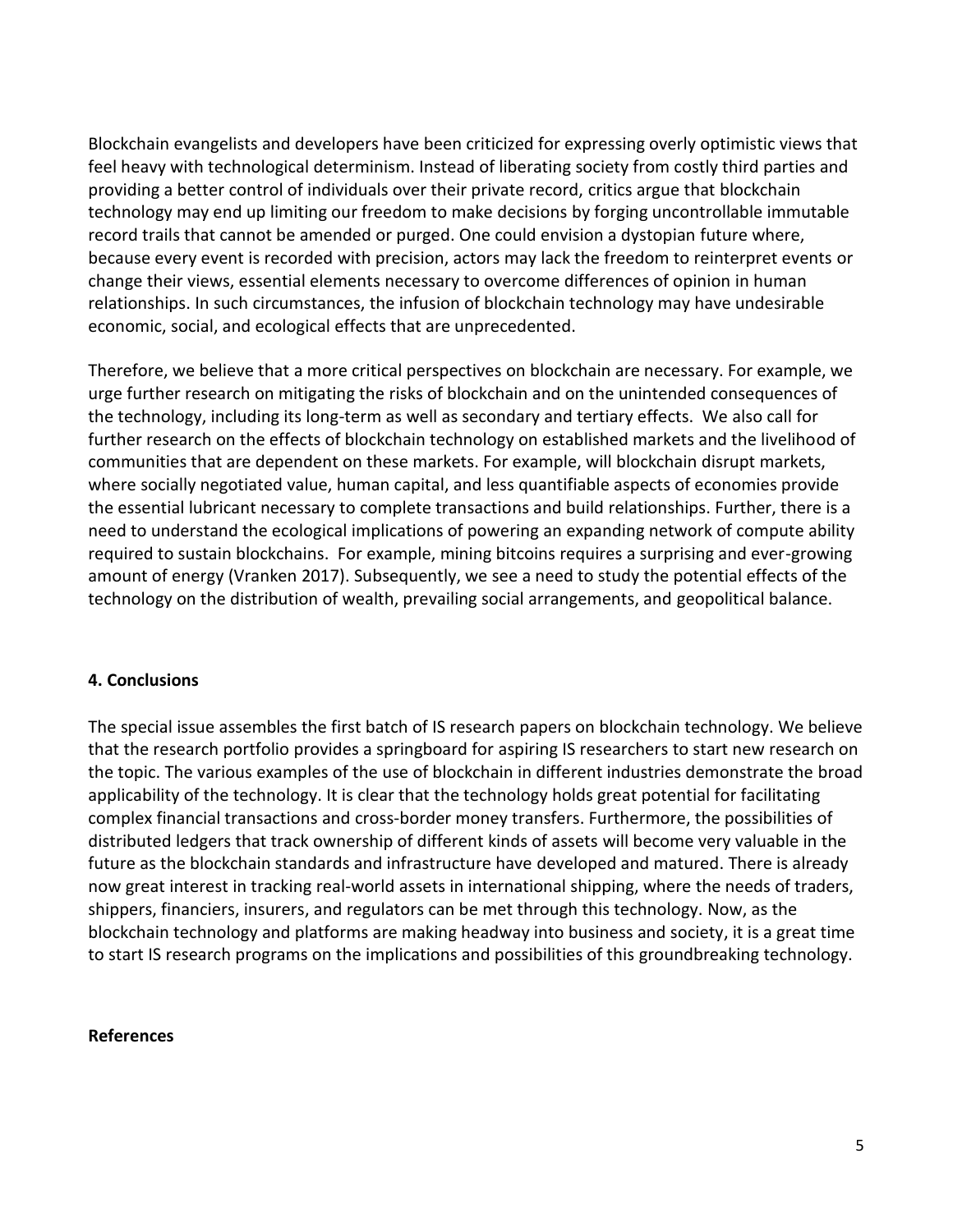Blockchain evangelists and developers have been criticized for expressing overly optimistic views that feel heavy with technological determinism. Instead of liberating society from costly third parties and providing a better control of individuals over their private record, critics argue that blockchain technology may end up limiting our freedom to make decisions by forging uncontrollable immutable record trails that cannot be amended or purged. One could envision a dystopian future where, because every event is recorded with precision, actors may lack the freedom to reinterpret events or change their views, essential elements necessary to overcome differences of opinion in human relationships. In such circumstances, the infusion of blockchain technology may have undesirable economic, social, and ecological effects that are unprecedented.

Therefore, we believe that a more critical perspectives on blockchain are necessary. For example, we urge further research on mitigating the risks of blockchain and on the unintended consequences of the technology, including its long-term as well as secondary and tertiary effects. We also call for further research on the effects of blockchain technology on established markets and the livelihood of communities that are dependent on these markets. For example, will blockchain disrupt markets, where socially negotiated value, human capital, and less quantifiable aspects of economies provide the essential lubricant necessary to complete transactions and build relationships. Further, there is a need to understand the ecological implications of powering an expanding network of compute ability required to sustain blockchains. For example, mining bitcoins requires a surprising and ever-growing amount of energy (Vranken 2017). Subsequently, we see a need to study the potential effects of the technology on the distribution of wealth, prevailing social arrangements, and geopolitical balance.

## 4. Conclusions

The special issue assembles the first batch of IS research papers on blockchain technology. We believe that the research portfolio provides a springboard for aspiring IS researchers to start new research on the topic. The various examples of the use of blockchain in different industries demonstrate the broad applicability of the technology. It is clear that the technology holds great potential for facilitating complex financial transactions and cross-border money transfers. Furthermore, the possibilities of distributed ledgers that track ownership of different kinds of assets will become very valuable in the future as the blockchain standards and infrastructure have developed and matured. There is already now great interest in tracking real-world assets in international shipping, where the needs of traders, shippers, financiers, insurers, and regulators can be met through this technology. Now, as the blockchain technology and platforms are making headway into business and society, it is a great time to start IS research programs on the implications and possibilities of this groundbreaking technology.

## References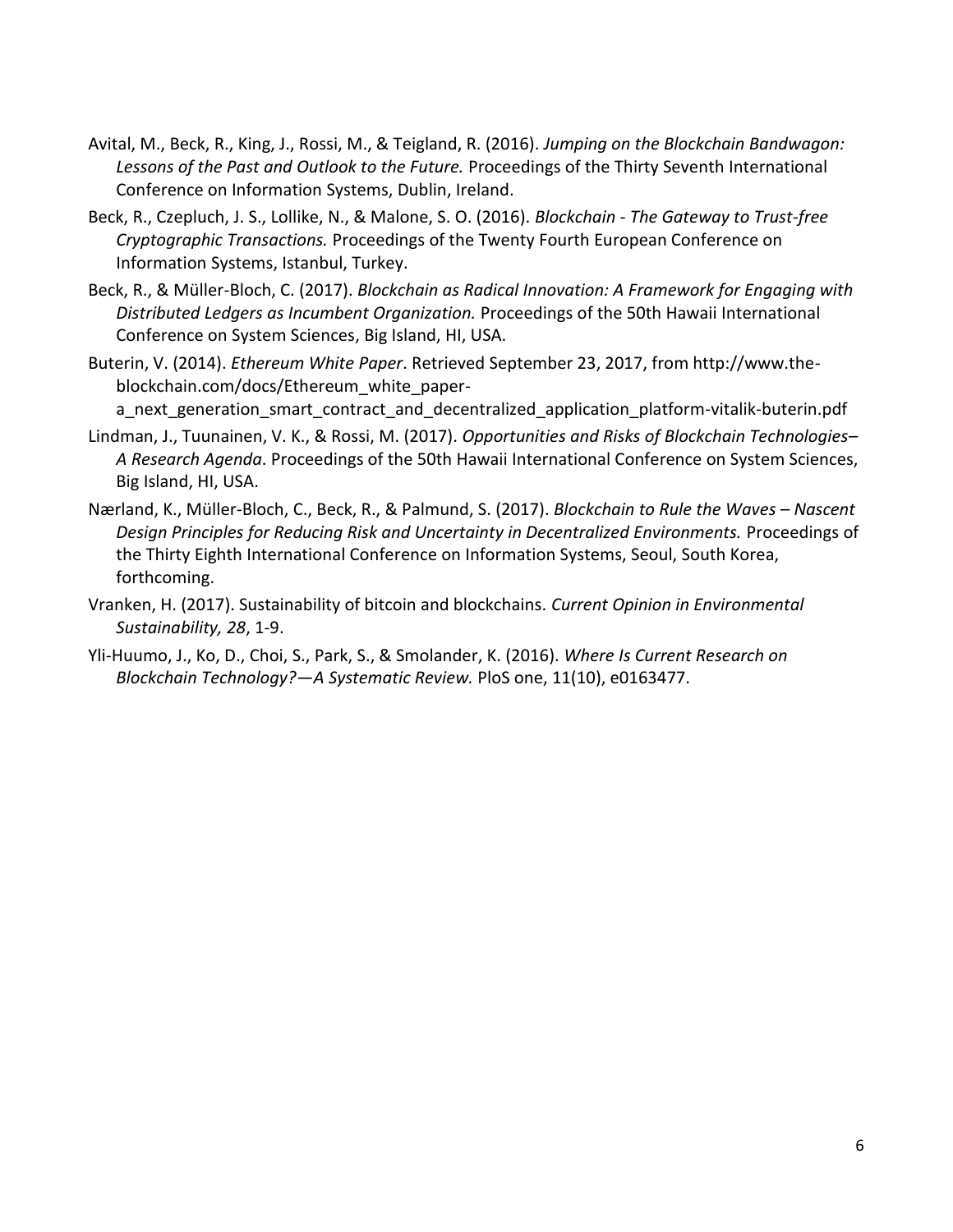Avital, M., Beck, R., King, J., Rossi, M., & Teigland, R. (2016). *Jumping on the Blockchain Bandwagon: Lessons of the Past and Outlook to the Future.* Proceedings of the Thirty Seventh International Conference on Information Systems, Dublin, Ireland.

Beck, R., Czepluch, J. S., Lollike, N., & Malone, S. O. (2016). *Blockchain - The Gateway to Trust-free Cryptographic Transactions.* Proceedings of the Twenty Fourth European Conference on Information Systems, Istanbul, Turkey.

Beck, R., & Müller-Bloch, C. (2017). *Blockchain as Radical Innovation: A Framework for Engaging with Distributed Ledgers as Incumbent Organization.* Proceedings of the 50th Hawaii International Conference on System Sciences, Big Island, HI, USA.

Buterin, V. (2014). *Ethereum White Paper*. Retrieved September 23, 2017, from http://www.the-blockchain.com/docs/Ethereum_white_paper-a_next_generation_smart_contract_and_decentralized_application_platform-vitalik-buterin.pdf

Lindman, J., Tuunainen, V. K., & Rossi, M. (2017). *Opportunities and Risks of Blockchain Technologies– A Research Agenda*. Proceedings of the 50th Hawaii International Conference on System Sciences, Big Island, HI, USA.

Nærland, K., Müller-Bloch, C., Beck, R., & Palmund, S. (2017). *Blockchain to Rule the Waves – Nascent Design Principles for Reducing Risk and Uncertainty in Decentralized Environments.* Proceedings of the Thirty Eighth International Conference on Information Systems, Seoul, South Korea, forthcoming.

Vranken, H. (2017). Sustainability of bitcoin and blockchains. *Current Opinion in Environmental Sustainability, 28*, 1-9.

Yli-Huumo, J., Ko, D., Choi, S., Park, S., & Smolander, K. (2016). *Where Is Current Research on Blockchain Technology?—A Systematic Review.* PloS one, 11(10), e0163477.